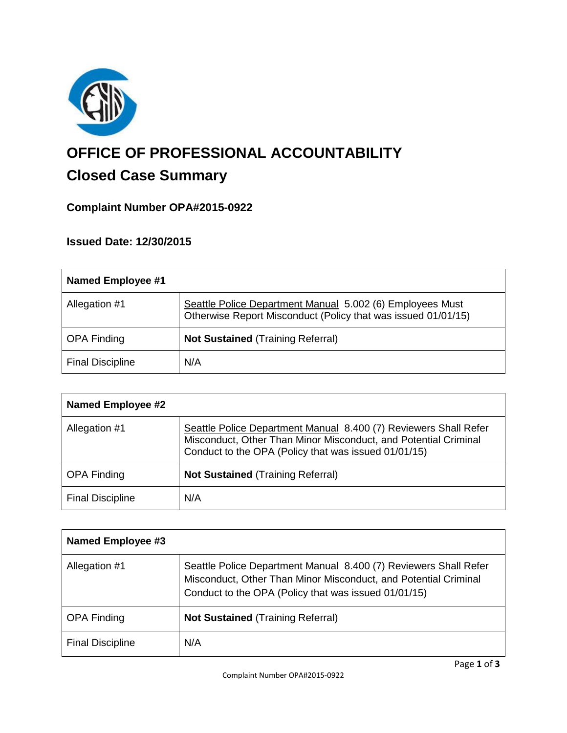# OFFICE OF PROFESSIONAL ACCOUNTABILITY

## Closed Case Summary

### Complaint Number OPA#2015-0922

### Issued Date: 12/30/2015

| Named Employee #1 | |
|---|---|
| Allegation #1 | Seattle Police Department Manual 5.002 (6) Employees Must Otherwise Report Misconduct (Policy that was issued 01/01/15) |
| OPA Finding | **Not Sustained** (Training Referral) |
| Final Discipline | N/A |

| Named Employee #2 | |
|---|---|
| Allegation #1 | Seattle Police Department Manual 8.400 (7) Reviewers Shall Refer Misconduct, Other Than Minor Misconduct, and Potential Criminal Conduct to the OPA (Policy that was issued 01/01/15) |
| OPA Finding | **Not Sustained** (Training Referral) |
| Final Discipline | N/A |

| Named Employee #3 | |
|---|---|
| Allegation #1 | Seattle Police Department Manual 8.400 (7) Reviewers Shall Refer Misconduct, Other Than Minor Misconduct, and Potential Criminal Conduct to the OPA (Policy that was issued 01/01/15) |
| OPA Finding | **Not Sustained** (Training Referral) |
| Final Discipline | N/A |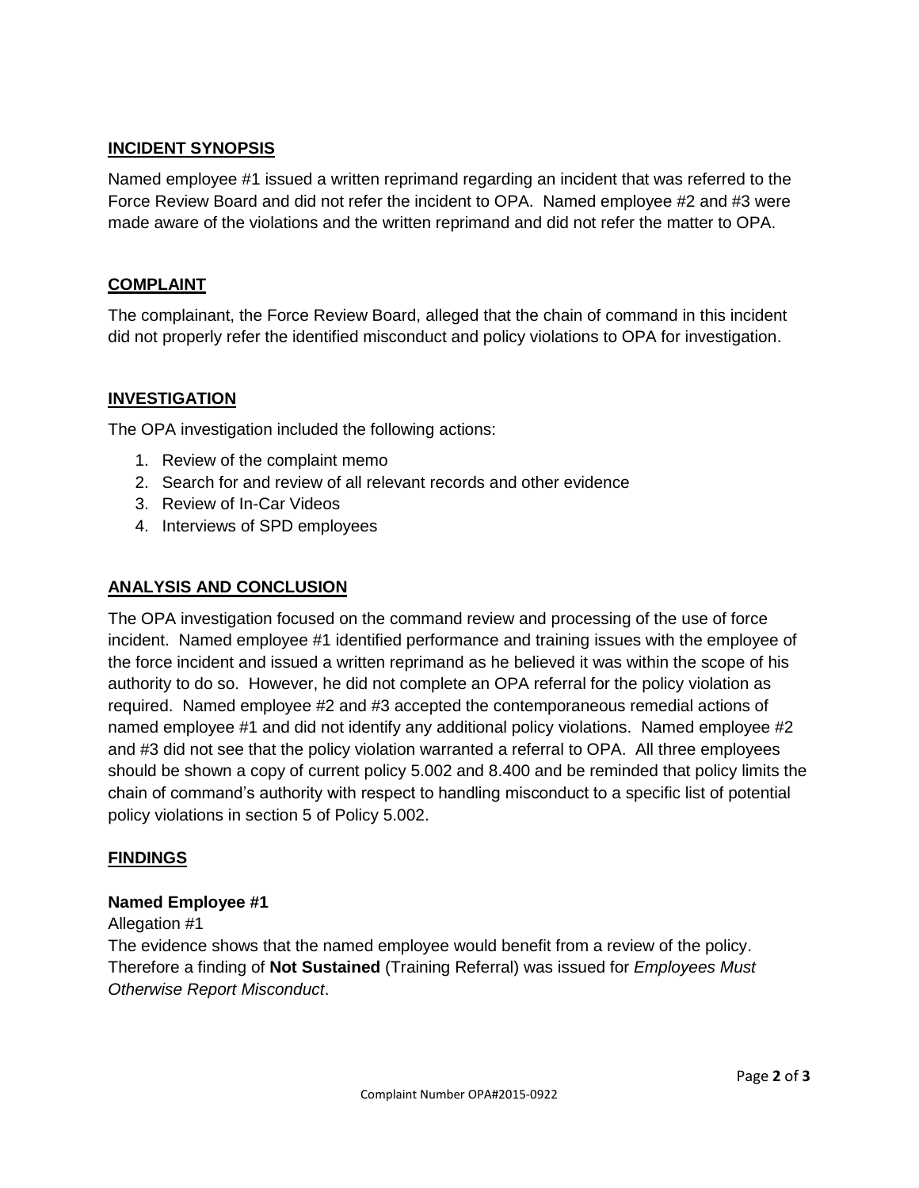## INCIDENT SYNOPSIS

Named employee #1 issued a written reprimand regarding an incident that was referred to the Force Review Board and did not refer the incident to OPA. Named employee #2 and #3 were made aware of the violations and the written reprimand and did not refer the matter to OPA.

## COMPLAINT

The complainant, the Force Review Board, alleged that the chain of command in this incident did not properly refer the identified misconduct and policy violations to OPA for investigation.

## INVESTIGATION

The OPA investigation included the following actions:

1. Review of the complaint memo
2. Search for and review of all relevant records and other evidence
3. Review of In-Car Videos
4. Interviews of SPD employees

## ANALYSIS AND CONCLUSION

The OPA investigation focused on the command review and processing of the use of force incident. Named employee #1 identified performance and training issues with the employee of the force incident and issued a written reprimand as he believed it was within the scope of his authority to do so. However, he did not complete an OPA referral for the policy violation as required. Named employee #2 and #3 accepted the contemporaneous remedial actions of named employee #1 and did not identify any additional policy violations. Named employee #2 and #3 did not see that the policy violation warranted a referral to OPA. All three employees should be shown a copy of current policy 5.002 and 8.400 and be reminded that policy limits the chain of command's authority with respect to handling misconduct to a specific list of potential policy violations in section 5 of Policy 5.002.

## FINDINGS

### Named Employee #1

Allegation #1

The evidence shows that the named employee would benefit from a review of the policy. Therefore a finding of **Not Sustained** (Training Referral) was issued for *Employees Must Otherwise Report Misconduct*.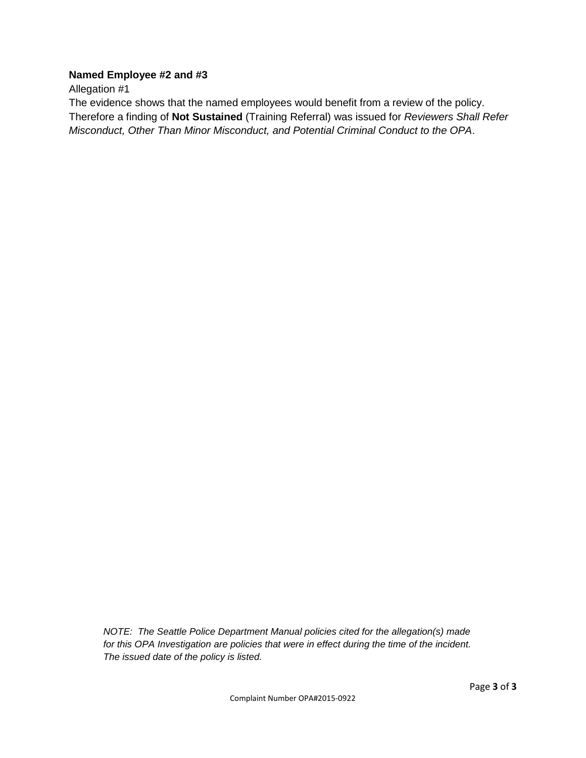**Named Employee #2 and #3**

Allegation #1

The evidence shows that the named employees would benefit from a review of the policy. Therefore a finding of **Not Sustained** (Training Referral) was issued for *Reviewers Shall Refer Misconduct, Other Than Minor Misconduct, and Potential Criminal Conduct to the OPA*.

*NOTE: The Seattle Police Department Manual policies cited for the allegation(s) made for this OPA Investigation are policies that were in effect during the time of the incident. The issued date of the policy is listed.*

Complaint Number OPA#2015-0922